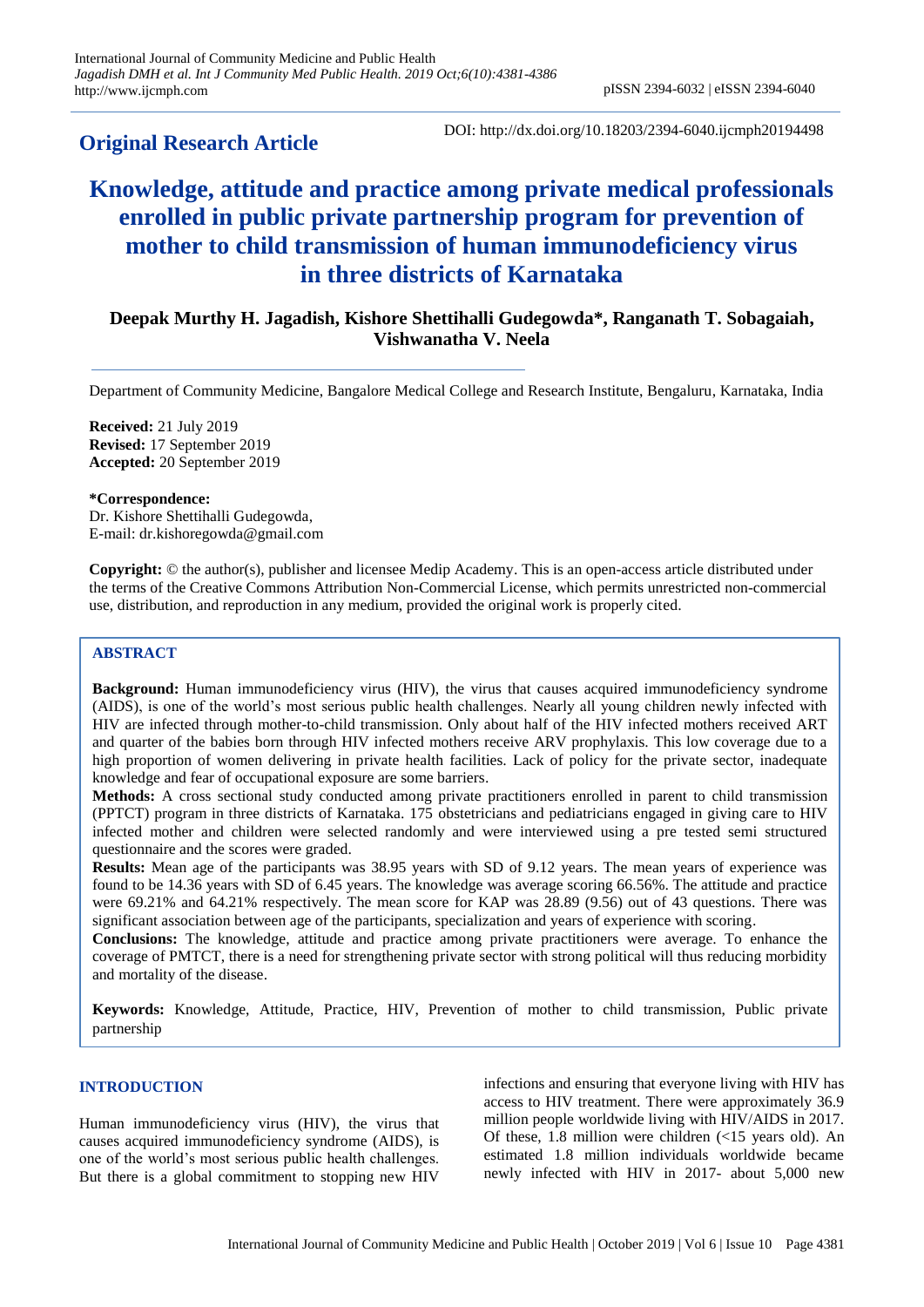**Original Research Article**

DOI: http://dx.doi.org/10.18203/2394-6040.ijcmph20194498

# Knowledge, attitude and practice among private medical professionals enrolled in public private partnership program for prevention of mother to child transmission of human immunodeficiency virus in three districts of Karnataka

**Deepak Murthy H. Jagadish, Kishore Shettihalli Gudegowda\*, Ranganath T. Sobagaiah, Vishwanatha V. Neela**

Department of Community Medicine, Bangalore Medical College and Research Institute, Bengaluru, Karnataka, India

**Received:** 21 July 2019
**Revised:** 17 September 2019
**Accepted:** 20 September 2019

**\*Correspondence:**
Dr. Kishore Shettihalli Gudegowda,
E-mail: dr.kishoregowda@gmail.com

**Copyright:** © the author(s), publisher and licensee Medip Academy. This is an open-access article distributed under the terms of the Creative Commons Attribution Non-Commercial License, which permits unrestricted non-commercial use, distribution, and reproduction in any medium, provided the original work is properly cited.

## ABSTRACT

**Background:** Human immunodeficiency virus (HIV), the virus that causes acquired immunodeficiency syndrome (AIDS), is one of the world's most serious public health challenges. Nearly all young children newly infected with HIV are infected through mother-to-child transmission. Only about half of the HIV infected mothers received ART and quarter of the babies born through HIV infected mothers receive ARV prophylaxis. This low coverage due to a high proportion of women delivering in private health facilities. Lack of policy for the private sector, inadequate knowledge and fear of occupational exposure are some barriers.

**Methods:** A cross sectional study conducted among private practitioners enrolled in parent to child transmission (PPTCT) program in three districts of Karnataka. 175 obstetricians and pediatricians engaged in giving care to HIV infected mother and children were selected randomly and were interviewed using a pre tested semi structured questionnaire and the scores were graded.

**Results:** Mean age of the participants was 38.95 years with SD of 9.12 years. The mean years of experience was found to be 14.36 years with SD of 6.45 years. The knowledge was average scoring 66.56%. The attitude and practice were 69.21% and 64.21% respectively. The mean score for KAP was 28.89 (9.56) out of 43 questions. There was significant association between age of the participants, specialization and years of experience with scoring.

**Conclusions:** The knowledge, attitude and practice among private practitioners were average. To enhance the coverage of PMTCT, there is a need for strengthening private sector with strong political will thus reducing morbidity and mortality of the disease.

**Keywords:** Knowledge, Attitude, Practice, HIV, Prevention of mother to child transmission, Public private partnership

## INTRODUCTION

Human immunodeficiency virus (HIV), the virus that causes acquired immunodeficiency syndrome (AIDS), is one of the world's most serious public health challenges. But there is a global commitment to stopping new HIV infections and ensuring that everyone living with HIV has access to HIV treatment. There were approximately 36.9 million people worldwide living with HIV/AIDS in 2017. Of these, 1.8 million were children (<15 years old). An estimated 1.8 million individuals worldwide became newly infected with HIV in 2017- about 5,000 new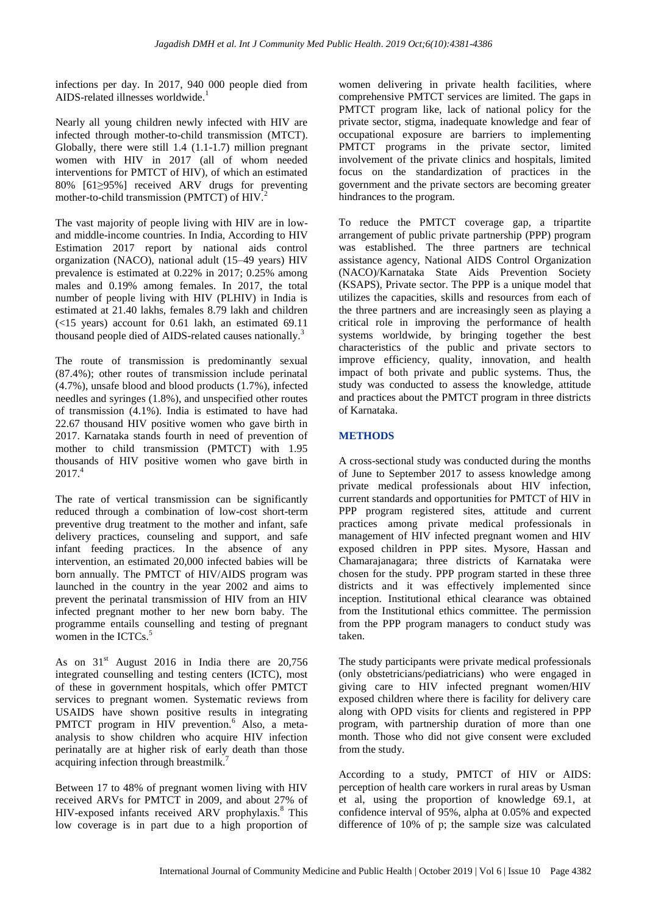infections per day. In 2017, 940 000 people died from AIDS-related illnesses worldwide.[1]

Nearly all young children newly infected with HIV are infected through mother-to-child transmission (MTCT). Globally, there were still 1.4 (1.1-1.7) million pregnant women with HIV in 2017 (all of whom needed interventions for PMTCT of HIV), of which an estimated 80% [61≥95%] received ARV drugs for preventing mother-to-child transmission (PMTCT) of HIV.[2]

The vast majority of people living with HIV are in low- and middle-income countries. In India, According to HIV Estimation 2017 report by national aids control organization (NACO), national adult (15–49 years) HIV prevalence is estimated at 0.22% in 2017; 0.25% among males and 0.19% among females. In 2017, the total number of people living with HIV (PLHIV) in India is estimated at 21.40 lakhs, females 8.79 lakh and children (<15 years) account for 0.61 lakh, an estimated 69.11 thousand people died of AIDS-related causes nationally.[3]

The route of transmission is predominantly sexual (87.4%); other routes of transmission include perinatal (4.7%), unsafe blood and blood products (1.7%), infected needles and syringes (1.8%), and unspecified other routes of transmission (4.1%). India is estimated to have had 22.67 thousand HIV positive women who gave birth in 2017. Karnataka stands fourth in need of prevention of mother to child transmission (PMTCT) with 1.95 thousands of HIV positive women who gave birth in 2017.[4]

The rate of vertical transmission can be significantly reduced through a combination of low-cost short-term preventive drug treatment to the mother and infant, safe delivery practices, counseling and support, and safe infant feeding practices. In the absence of any intervention, an estimated 20,000 infected babies will be born annually. The PMTCT of HIV/AIDS program was launched in the country in the year 2002 and aims to prevent the perinatal transmission of HIV from an HIV infected pregnant mother to her new born baby. The programme entails counselling and testing of pregnant women in the ICTCs.[5]

As on 31st August 2016 in India there are 20,756 integrated counselling and testing centers (ICTC), most of these in government hospitals, which offer PMTCT services to pregnant women. Systematic reviews from USAIDS have shown positive results in integrating PMTCT program in HIV prevention.[6] Also, a meta-analysis to show children who acquire HIV infection perinatally are at higher risk of early death than those acquiring infection through breastmilk.[7]

Between 17 to 48% of pregnant women living with HIV received ARVs for PMTCT in 2009, and about 27% of HIV-exposed infants received ARV prophylaxis.[8] This low coverage is in part due to a high proportion of women delivering in private health facilities, where comprehensive PMTCT services are limited. The gaps in PMTCT program like, lack of national policy for the private sector, stigma, inadequate knowledge and fear of occupational exposure are barriers to implementing PMTCT programs in the private sector, limited involvement of the private clinics and hospitals, limited focus on the standardization of practices in the government and the private sectors are becoming greater hindrances to the program.

To reduce the PMTCT coverage gap, a tripartite arrangement of public private partnership (PPP) program was established. The three partners are technical assistance agency, National AIDS Control Organization (NACO)/Karnataka State Aids Prevention Society (KSAPS), Private sector. The PPP is a unique model that utilizes the capacities, skills and resources from each of the three partners and are increasingly seen as playing a critical role in improving the performance of health systems worldwide, by bringing together the best characteristics of the public and private sectors to improve efficiency, quality, innovation, and health impact of both private and public systems. Thus, the study was conducted to assess the knowledge, attitude and practices about the PMTCT program in three districts of Karnataka.

## METHODS

A cross-sectional study was conducted during the months of June to September 2017 to assess knowledge among private medical professionals about HIV infection, current standards and opportunities for PMTCT of HIV in PPP program registered sites, attitude and current practices among private medical professionals in management of HIV infected pregnant women and HIV exposed children in PPP sites. Mysore, Hassan and Chamarajanagara; three districts of Karnataka were chosen for the study. PPP program started in these three districts and it was effectively implemented since inception. Institutional ethical clearance was obtained from the Institutional ethics committee. The permission from the PPP program managers to conduct study was taken.

The study participants were private medical professionals (only obstetricians/pediatricians) who were engaged in giving care to HIV infected pregnant women/HIV exposed children where there is facility for delivery care along with OPD visits for clients and registered in PPP program, with partnership duration of more than one month. Those who did not give consent were excluded from the study.

According to a study, PMTCT of HIV or AIDS: perception of health care workers in rural areas by Usman et al, using the proportion of knowledge 69.1, at confidence interval of 95%, alpha at 0.05% and expected difference of 10% of p; the sample size was calculated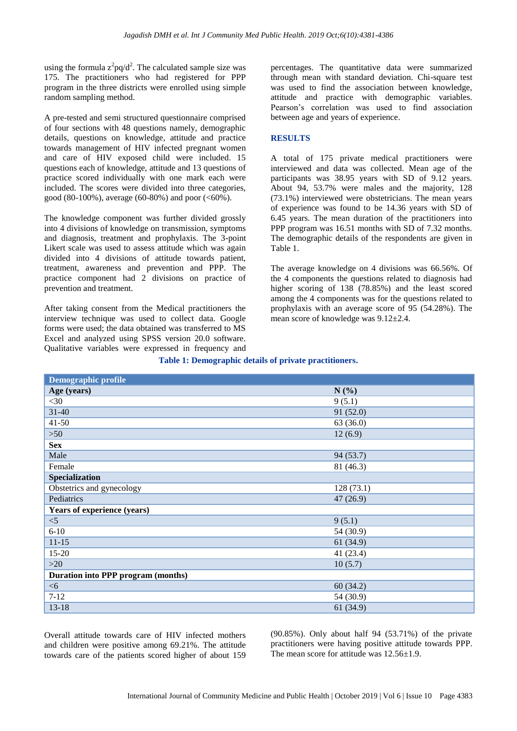using the formula $z^2pq/d^2$. The calculated sample size was 175. The practitioners who had registered for PPP program in the three districts were enrolled using simple random sampling method.

A pre-tested and semi structured questionnaire comprised of four sections with 48 questions namely, demographic details, questions on knowledge, attitude and practice towards management of HIV infected pregnant women and care of HIV exposed child were included. 15 questions each of knowledge, attitude and 13 questions of practice scored individually with one mark each were included. The scores were divided into three categories, good (80-100%), average (60-80%) and poor (<60%).

The knowledge component was further divided grossly into 4 divisions of knowledge on transmission, symptoms and diagnosis, treatment and prophylaxis. The 3-point Likert scale was used to assess attitude which was again divided into 4 divisions of attitude towards patient, treatment, awareness and prevention and PPP. The practice component had 2 divisions on practice of prevention and treatment.

After taking consent from the Medical practitioners the interview technique was used to collect data. Google forms were used; the data obtained was transferred to MS Excel and analyzed using SPSS version 20.0 software. Qualitative variables were expressed in frequency and percentages. The quantitative data were summarized through mean with standard deviation. Chi-square test was used to find the association between knowledge, attitude and practice with demographic variables. Pearson's correlation was used to find association between age and years of experience.

## RESULTS

A total of 175 private medical practitioners were interviewed and data was collected. Mean age of the participants was 38.95 years with SD of 9.12 years. About 94, 53.7% were males and the majority, 128 (73.1%) interviewed were obstetricians. The mean years of experience was found to be 14.36 years with SD of 6.45 years. The mean duration of the practitioners into PPP program was 16.51 months with SD of 7.32 months. The demographic details of the respondents are given in Table 1.

The average knowledge on 4 divisions was 66.56%. Of the 4 components the questions related to diagnosis had higher scoring of 138 (78.85%) and the least scored among the 4 components was for the questions related to prophylaxis with an average score of 95 (54.28%). The mean score of knowledge was 9.12±2.4.

**Table 1: Demographic details of private practitioners.**

| Demographic profile | |
|---|---|
| **Age (years)** | **N (%)** |
| <30 | 9 (5.1) |
| 31-40 | 91 (52.0) |
| 41-50 | 63 (36.0) |
| >50 | 12 (6.9) |
| **Sex** | |
| Male | 94 (53.7) |
| Female | 81 (46.3) |
| **Specialization** | |
| Obstetrics and gynecology | 128 (73.1) |
| Pediatrics | 47 (26.9) |
| **Years of experience (years)** | |
| <5 | 9 (5.1) |
| 6-10 | 54 (30.9) |
| 11-15 | 61 (34.9) |
| 15-20 | 41 (23.4) |
| >20 | 10 (5.7) |
| **Duration into PPP program (months)** | |
| <6 | 60 (34.2) |
| 7-12 | 54 (30.9) |
| 13-18 | 61 (34.9) |

Overall attitude towards care of HIV infected mothers and children were positive among 69.21%. The attitude towards care of the patients scored higher of about 159 (90.85%). Only about half 94 (53.71%) of the private practitioners were having positive attitude towards PPP. The mean score for attitude was 12.56±1.9.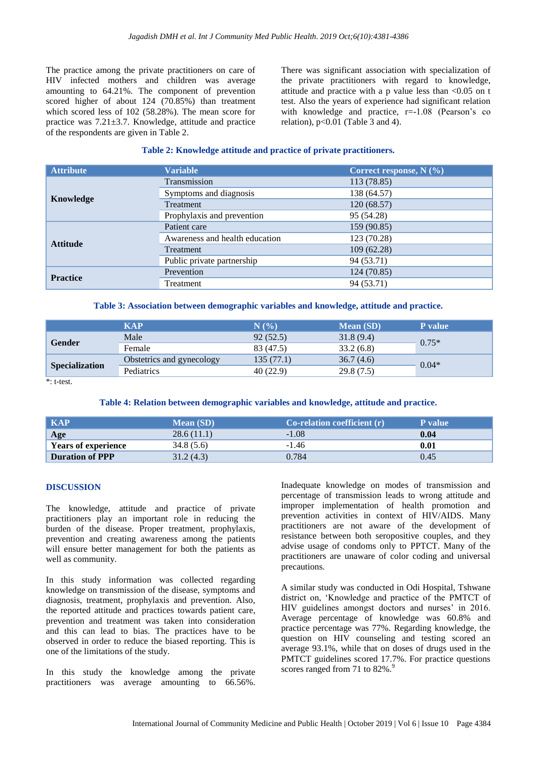The practice among the private practitioners on care of HIV infected mothers and children was average amounting to 64.21%. The component of prevention scored higher of about 124 (70.85%) than treatment which scored less of 102 (58.28%). The mean score for practice was 7.21±3.7. Knowledge, attitude and practice of the respondents are given in Table 2.

There was significant association with specialization of the private practitioners with regard to knowledge, attitude and practice with a p value less than <0.05 on t test. Also the years of experience had significant relation with knowledge and practice, r=-1.08 (Pearson's co relation), p<0.01 (Table 3 and 4).

**Table 2: Knowledge attitude and practice of private practitioners.**

| Attribute | Variable | Correct response, N (%) |
|---|---|---|
| **Knowledge** | Transmission | 113 (78.85) |
| | Symptoms and diagnosis | 138 (64.57) |
| | Treatment | 120 (68.57) |
| | Prophylaxis and prevention | 95 (54.28) |
| **Attitude** | Patient care | 159 (90.85) |
| | Awareness and health education | 123 (70.28) |
| | Treatment | 109 (62.28) |
| | Public private partnership | 94 (53.71) |
| **Practice** | Prevention | 124 (70.85) |
| | Treatment | 94 (53.71) |

**Table 3: Association between demographic variables and knowledge, attitude and practice.**

| | KAP | N (%) | Mean (SD) | P value |
|---|---|---|---|---|
| **Gender** | Male | 92 (52.5) | 31.8 (9.4) | 0.75* |
| | Female | 83 (47.5) | 33.2 (6.8) | |
| **Specialization** | Obstetrics and gynecology | 135 (77.1) | 36.7 (4.6) | 0.04* |
| | Pediatrics | 40 (22.9) | 29.8 (7.5) | |

*: t-test.

**Table 4: Relation between demographic variables and knowledge, attitude and practice.**

| KAP | Mean (SD) | Co-relation coefficient (r) | P value |
|---|---|---|---|
| **Age** | 28.6 (11.1) | -1.08 | **0.04** |
| **Years of experience** | 34.8 (5.6) | -1.46 | **0.01** |
| **Duration of PPP** | 31.2 (4.3) | 0.784 | 0.45 |

## DISCUSSION

The knowledge, attitude and practice of private practitioners play an important role in reducing the burden of the disease. Proper treatment, prophylaxis, prevention and creating awareness among the patients will ensure better management for both the patients as well as community.

In this study information was collected regarding knowledge on transmission of the disease, symptoms and diagnosis, treatment, prophylaxis and prevention. Also, the reported attitude and practices towards patient care, prevention and treatment was taken into consideration and this can lead to bias. The practices have to be observed in order to reduce the biased reporting. This is one of the limitations of the study.

In this study the knowledge among the private practitioners was average amounting to 66.56%. Inadequate knowledge on modes of transmission and percentage of transmission leads to wrong attitude and improper implementation of health promotion and prevention activities in context of HIV/AIDS. Many practitioners are not aware of the development of resistance between both seropositive couples, and they advise usage of condoms only to PPTCT. Many of the practitioners are unaware of color coding and universal precautions.

A similar study was conducted in Odi Hospital, Tshwane district on, 'Knowledge and practice of the PMTCT of HIV guidelines amongst doctors and nurses' in 2016. Average percentage of knowledge was 60.8% and practice percentage was 77%. Regarding knowledge, the question on HIV counseling and testing scored an average 93.1%, while that on doses of drugs used in the PMTCT guidelines scored 17.7%. For practice questions scores ranged from 71 to 82%.[9]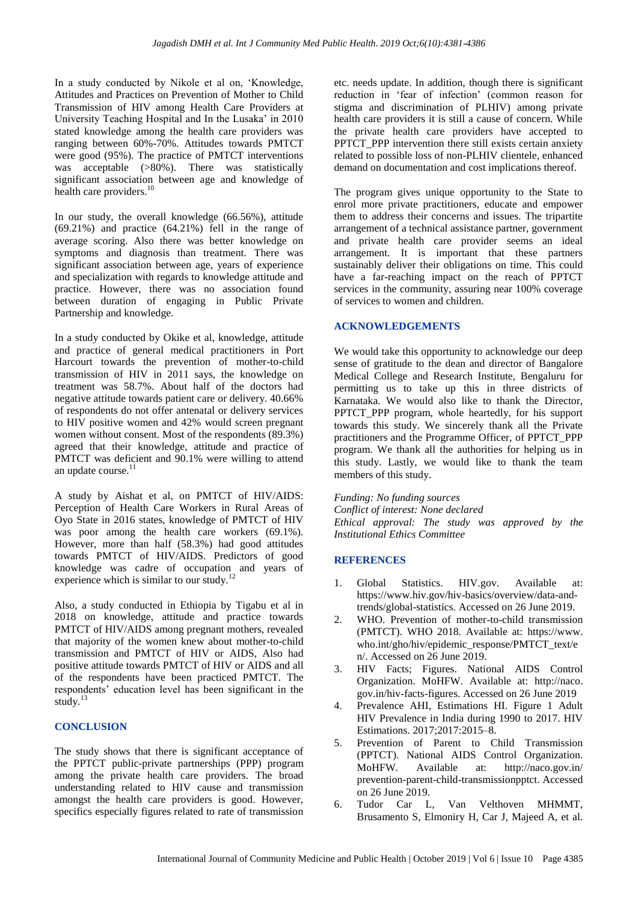In a study conducted by Nikole et al on, 'Knowledge, Attitudes and Practices on Prevention of Mother to Child Transmission of HIV among Health Care Providers at University Teaching Hospital and In the Lusaka' in 2010 stated knowledge among the health care providers was ranging between 60%-70%. Attitudes towards PMTCT were good (95%). The practice of PMTCT interventions was acceptable (>80%). There was statistically significant association between age and knowledge of health care providers.[10]

In our study, the overall knowledge (66.56%), attitude (69.21%) and practice (64.21%) fell in the range of average scoring. Also there was better knowledge on symptoms and diagnosis than treatment. There was significant association between age, years of experience and specialization with regards to knowledge attitude and practice. However, there was no association found between duration of engaging in Public Private Partnership and knowledge.

In a study conducted by Okike et al, knowledge, attitude and practice of general medical practitioners in Port Harcourt towards the prevention of mother-to-child transmission of HIV in 2011 says, the knowledge on treatment was 58.7%. About half of the doctors had negative attitude towards patient care or delivery. 40.66% of respondents do not offer antenatal or delivery services to HIV positive women and 42% would screen pregnant women without consent. Most of the respondents (89.3%) agreed that their knowledge, attitude and practice of PMTCT was deficient and 90.1% were willing to attend an update course.[11]

A study by Aishat et al, on PMTCT of HIV/AIDS: Perception of Health Care Workers in Rural Areas of Oyo State in 2016 states, knowledge of PMTCT of HIV was poor among the health care workers (69.1%). However, more than half (58.3%) had good attitudes towards PMTCT of HIV/AIDS. Predictors of good knowledge was cadre of occupation and years of experience which is similar to our study.[12]

Also, a study conducted in Ethiopia by Tigabu et al in 2018 on knowledge, attitude and practice towards PMTCT of HIV/AIDS among pregnant mothers, revealed that majority of the women knew about mother-to-child transmission and PMTCT of HIV or AIDS, Also had positive attitude towards PMTCT of HIV or AIDS and all of the respondents have been practiced PMTCT. The respondents' education level has been significant in the study.[13]

## CONCLUSION

The study shows that there is significant acceptance of the PPTCT public-private partnerships (PPP) program among the private health care providers. The broad understanding related to HIV cause and transmission amongst the health care providers is good. However, specifics especially figures related to rate of transmission etc. needs update. In addition, though there is significant reduction in 'fear of infection' (common reason for stigma and discrimination of PLHIV) among private health care providers it is still a cause of concern. While the private health care providers have accepted to PPTCT_PPP intervention there still exists certain anxiety related to possible loss of non-PLHIV clientele, enhanced demand on documentation and cost implications thereof.

The program gives unique opportunity to the State to enrol more private practitioners, educate and empower them to address their concerns and issues. The tripartite arrangement of a technical assistance partner, government and private health care provider seems an ideal arrangement. It is important that these partners sustainably deliver their obligations on time. This could have a far-reaching impact on the reach of PPTCT services in the community, assuring near 100% coverage of services to women and children.

## ACKNOWLEDGEMENTS

We would take this opportunity to acknowledge our deep sense of gratitude to the dean and director of Bangalore Medical College and Research Institute, Bengaluru for permitting us to take up this in three districts of Karnataka. We would also like to thank the Director, PPTCT_PPP program, whole heartedly, for his support towards this study. We sincerely thank all the Private practitioners and the Programme Officer, of PPTCT_PPP program. We thank all the authorities for helping us in this study. Lastly, we would like to thank the team members of this study.

*Funding: No funding sources*
*Conflict of interest: None declared*
*Ethical approval: The study was approved by the Institutional Ethics Committee*

## REFERENCES

1. Global Statistics. HIV.gov. Available at: https://www.hiv.gov/hiv-basics/overview/data-and-trends/global-statistics. Accessed on 26 June 2019.
2. WHO. Prevention of mother-to-child transmission (PMTCT). WHO 2018. Available at: https://www.who.int/gho/hiv/epidemic_response/PMTCT_text/en/. Accessed on 26 June 2019.
3. HIV Facts; Figures. National AIDS Control Organization. MoHFW. Available at: http://naco.gov.in/hiv-facts-figures. Accessed on 26 June 2019
4. Prevalence AHI, Estimations HI. Figure 1 Adult HIV Prevalence in India during 1990 to 2017. HIV Estimations. 2017;2017:2015–8.
5. Prevention of Parent to Child Transmission (PPTCT). National AIDS Control Organization. MoHFW. Available at: http://naco.gov.in/prevention-parent-child-transmissionpptct. Accessed on 26 June 2019.
6. Tudor Car L, Van Velthoven MHMMT, Brusamento S, Elmoniry H, Car J, Majeed A, et al.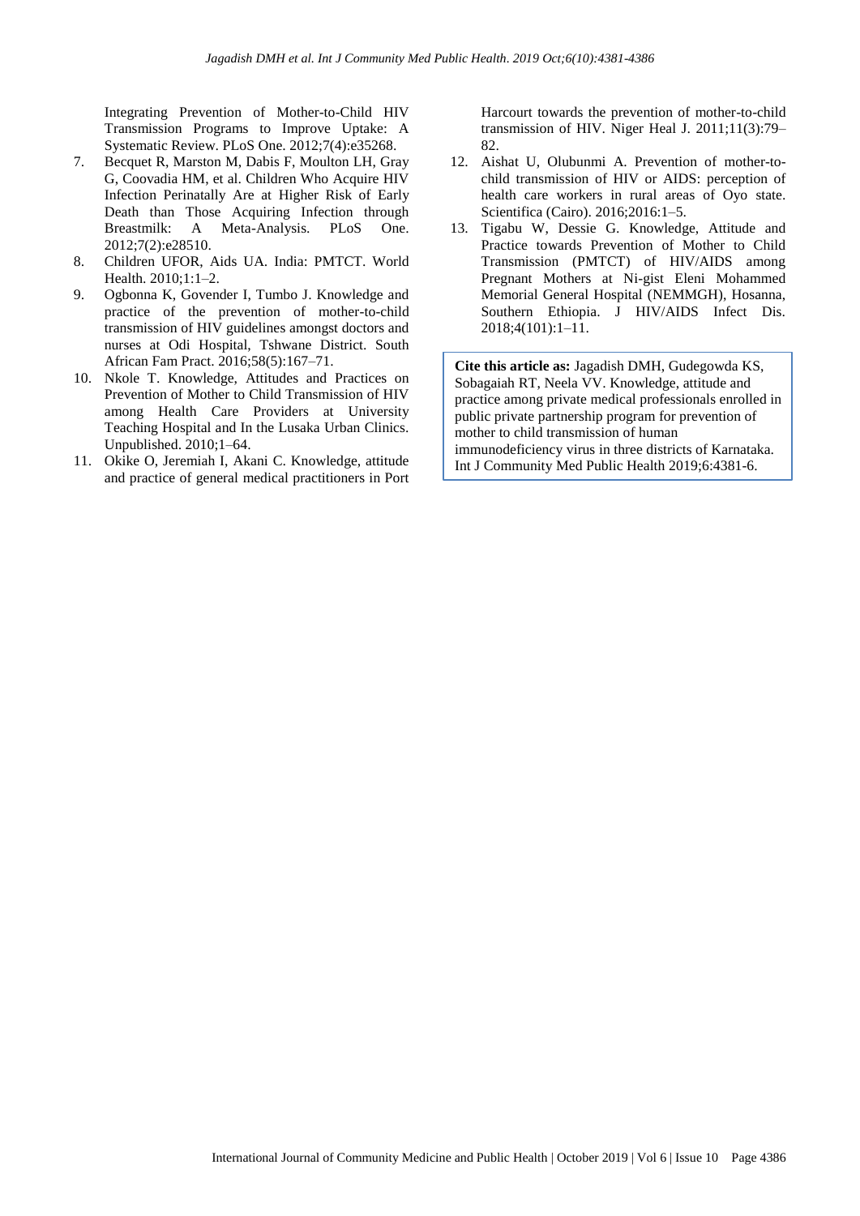Integrating Prevention of Mother-to-Child HIV Transmission Programs to Improve Uptake: A Systematic Review. PLoS One. 2012;7(4):e35268.

7. Becquet R, Marston M, Dabis F, Moulton LH, Gray G, Coovadia HM, et al. Children Who Acquire HIV Infection Perinatally Are at Higher Risk of Early Death than Those Acquiring Infection through Breastmilk: A Meta-Analysis. PLoS One. 2012;7(2):e28510.
8. Children UFOR, Aids UA. India: PMTCT. World Health. 2010;1:1–2.
9. Ogbonna K, Govender I, Tumbo J. Knowledge and practice of the prevention of mother-to-child transmission of HIV guidelines amongst doctors and nurses at Odi Hospital, Tshwane District. South African Fam Pract. 2016;58(5):167–71.
10. Nkole T. Knowledge, Attitudes and Practices on Prevention of Mother to Child Transmission of HIV among Health Care Providers at University Teaching Hospital and In the Lusaka Urban Clinics. Unpublished. 2010;1–64.
11. Okike O, Jeremiah I, Akani C. Knowledge, attitude and practice of general medical practitioners in Port Harcourt towards the prevention of mother-to-child transmission of HIV. Niger Heal J. 2011;11(3):79–82.
12. Aishat U, Olubunmi A. Prevention of mother-to-child transmission of HIV or AIDS: perception of health care workers in rural areas of Oyo state. Scientifica (Cairo). 2016;2016:1–5.
13. Tigabu W, Dessie G. Knowledge, Attitude and Practice towards Prevention of Mother to Child Transmission (PMTCT) of HIV/AIDS among Pregnant Mothers at Ni-gist Eleni Mohammed Memorial General Hospital (NEMMGH), Hosanna, Southern Ethiopia. J HIV/AIDS Infect Dis. 2018;4(101):1–11.

**Cite this article as:** Jagadish DMH, Gudegowda KS, Sobagaiah RT, Neela VV. Knowledge, attitude and practice among private medical professionals enrolled in public private partnership program for prevention of mother to child transmission of human immunodeficiency virus in three districts of Karnataka. Int J Community Med Public Health 2019;6:4381-6.